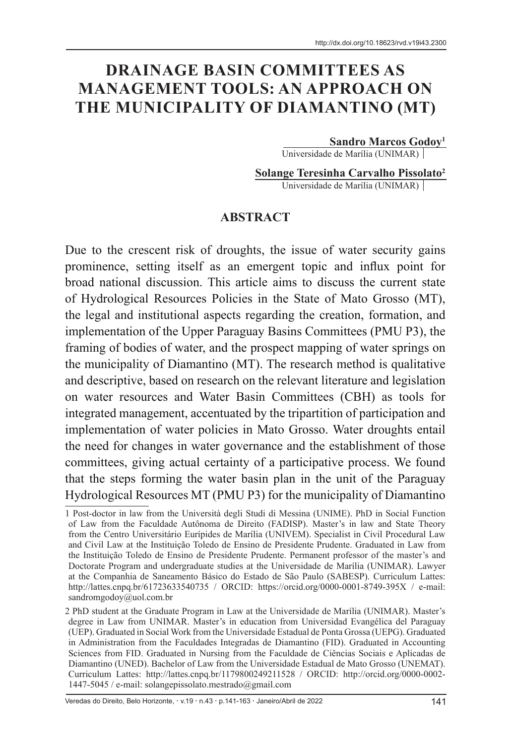http://dx.doi.org/10.18623/rvd.v19i43.2300

# DRAINAGE BASIN COMMITTEES AS MANAGEMENT TOOLS: AN APPROACH ON THE MUNICIPALITY OF DIAMANTINO (MT)

**Sandro Marcos Godoy**[1]
Universidade de Marília (UNIMAR)

**Solange Teresinha Carvalho Pissolato**[2]
Universidade de Marília (UNIMAR)

## ABSTRACT

Due to the crescent risk of droughts, the issue of water security gains prominence, setting itself as an emergent topic and influx point for broad national discussion. This article aims to discuss the current state of Hydrological Resources Policies in the State of Mato Grosso (MT), the legal and institutional aspects regarding the creation, formation, and implementation of the Upper Paraguay Basins Committees (PMU P3), the framing of bodies of water, and the prospect mapping of water springs on the municipality of Diamantino (MT). The research method is qualitative and descriptive, based on research on the relevant literature and legislation on water resources and Water Basin Committees (CBH) as tools for integrated management, accentuated by the tripartition of participation and implementation of water policies in Mato Grosso. Water droughts entail the need for changes in water governance and the establishment of those committees, giving actual certainty of a participative process. We found that the steps forming the water basin plan in the unit of the Paraguay Hydrological Resources MT (PMU P3) for the municipality of Diamantino

---

1 Post-doctor in law from the Università degli Studi di Messina (UNIME). PhD in Social Function of Law from the Faculdade Autônoma de Direito (FADISP). Master's in law and State Theory from the Centro Universitário Eurípides de Marília (UNIVEM). Specialist in Civil Procedural Law and Civil Law at the Instituição Toledo de Ensino de Presidente Prudente. Graduated in Law from the Instituição Toledo de Ensino de Presidente Prudente. Permanent professor of the master's and Doctorate Program and undergraduate studies at the Universidade de Marília (UNIMAR). Lawyer at the Companhia de Saneamento Básico do Estado de São Paulo (SABESP). Curriculum Lattes: http://lattes.cnpq.br/61723633540735 / ORCID: https://orcid.org/0000-0001-8749-395X / e-mail: sandromgodoy@uol.com.br

2 PhD student at the Graduate Program in Law at the Universidade de Marília (UNIMAR). Master's degree in Law from UNIMAR. Master's in education from Universidad Evangélica del Paraguay (UEP). Graduated in Social Work from the Universidade Estadual de Ponta Grossa (UEPG). Graduated in Administration from the Faculdades Integradas de Diamantino (FID). Graduated in Accounting Sciences from FID. Graduated in Nursing from the Faculdade de Ciências Sociais e Aplicadas de Diamantino (UNED). Bachelor of Law from the Universidade Estadual de Mato Grosso (UNEMAT). Curriculum Lattes: http://lattes.cnpq.br/1179800249211528 / ORCID: http://orcid.org/0000-0002-1447-5045 / e-mail: solangepissolato.mestrado@gmail.com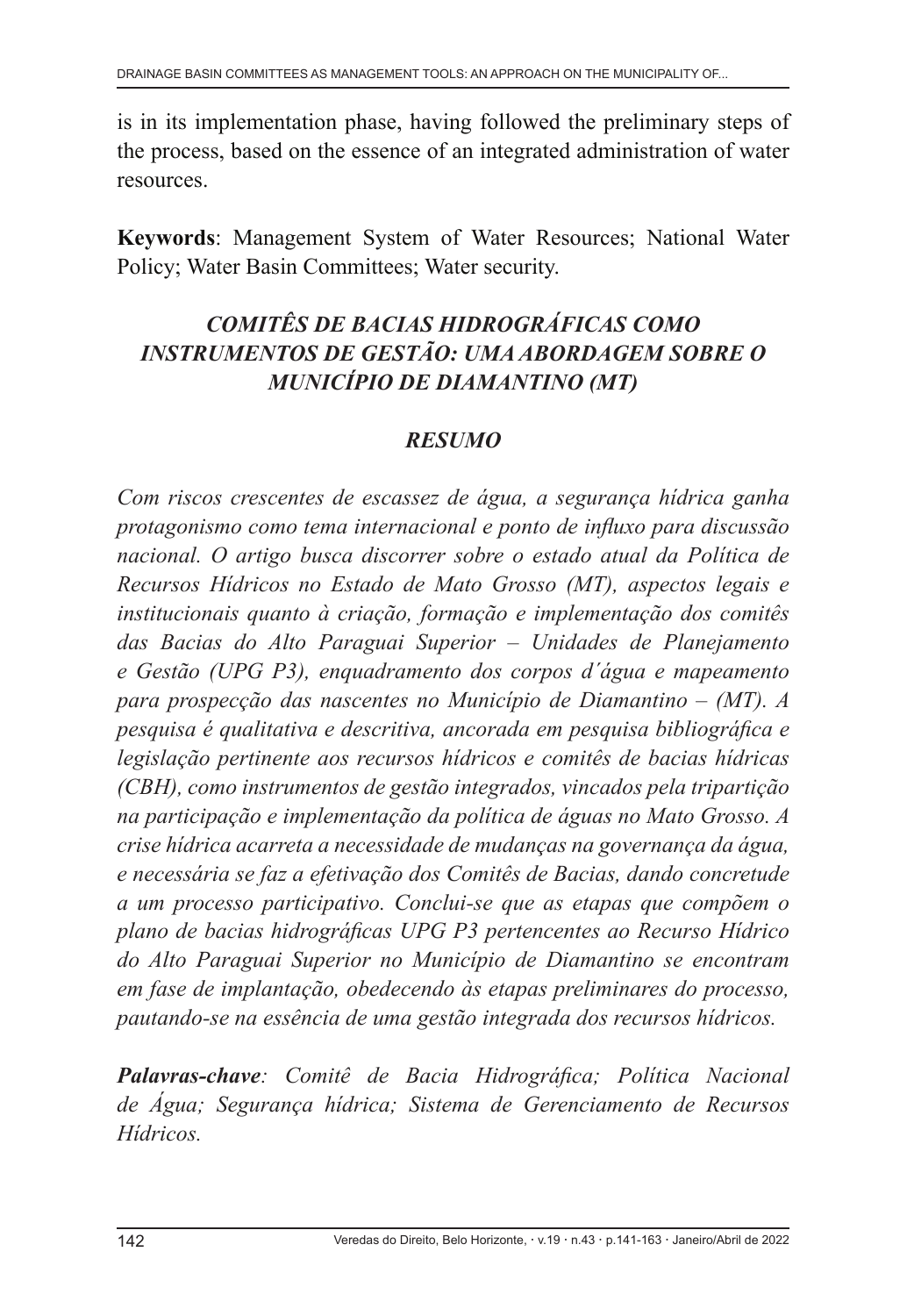is in its implementation phase, having followed the preliminary steps of the process, based on the essence of an integrated administration of water resources.

**Keywords**: Management System of Water Resources; National Water Policy; Water Basin Committees; Water security.

## *COMITÊS DE BACIAS HIDROGRÁFICAS COMO INSTRUMENTOS DE GESTÃO: UMA ABORDAGEM SOBRE O MUNICÍPIO DE DIAMANTINO (MT)*

### *RESUMO*

*Com riscos crescentes de escassez de água, a segurança hídrica ganha protagonismo como tema internacional e ponto de influxo para discussão nacional. O artigo busca discorrer sobre o estado atual da Política de Recursos Hídricos no Estado de Mato Grosso (MT), aspectos legais e institucionais quanto à criação, formação e implementação dos comitês das Bacias do Alto Paraguai Superior – Unidades de Planejamento e Gestão (UPG P3), enquadramento dos corpos d´água e mapeamento para prospecção das nascentes no Município de Diamantino – (MT). A pesquisa é qualitativa e descritiva, ancorada em pesquisa bibliográfica e legislação pertinente aos recursos hídricos e comitês de bacias hídricas (CBH), como instrumentos de gestão integrados, vincados pela tripartição na participação e implementação da política de águas no Mato Grosso. A crise hídrica acarreta a necessidade de mudanças na governança da água, e necessária se faz a efetivação dos Comitês de Bacias, dando concretude a um processo participativo. Conclui-se que as etapas que compõem o plano de bacias hidrográficas UPG P3 pertencentes ao Recurso Hídrico do Alto Paraguai Superior no Município de Diamantino se encontram em fase de implantação, obedecendo às etapas preliminares do processo, pautando-se na essência de uma gestão integrada dos recursos hídricos.*

***Palavras-chave**: Comitê de Bacia Hidrográfica; Política Nacional de Água; Segurança hídrica; Sistema de Gerenciamento de Recursos Hídricos.*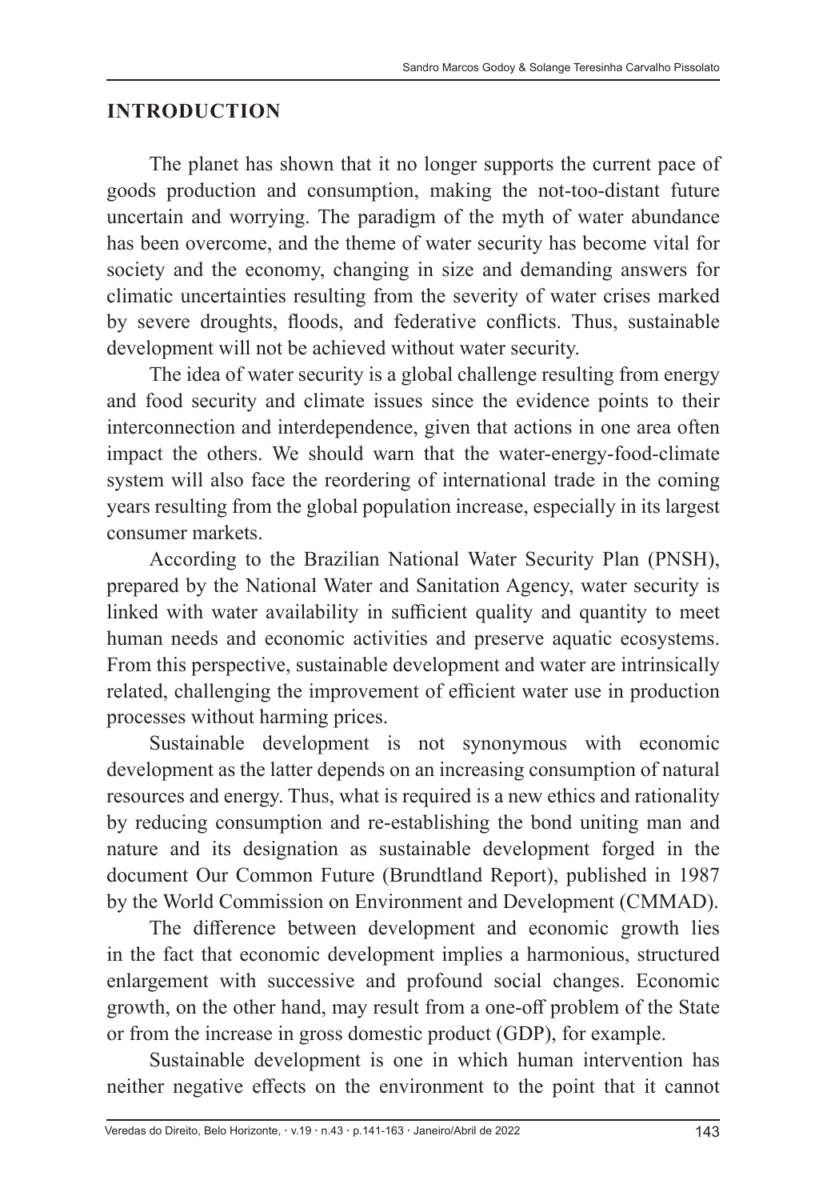## INTRODUCTION

The planet has shown that it no longer supports the current pace of goods production and consumption, making the not-too-distant future uncertain and worrying. The paradigm of the myth of water abundance has been overcome, and the theme of water security has become vital for society and the economy, changing in size and demanding answers for climatic uncertainties resulting from the severity of water crises marked by severe droughts, floods, and federative conflicts. Thus, sustainable development will not be achieved without water security.

The idea of water security is a global challenge resulting from energy and food security and climate issues since the evidence points to their interconnection and interdependence, given that actions in one area often impact the others. We should warn that the water-energy-food-climate system will also face the reordering of international trade in the coming years resulting from the global population increase, especially in its largest consumer markets.

According to the Brazilian National Water Security Plan (PNSH), prepared by the National Water and Sanitation Agency, water security is linked with water availability in sufficient quality and quantity to meet human needs and economic activities and preserve aquatic ecosystems. From this perspective, sustainable development and water are intrinsically related, challenging the improvement of efficient water use in production processes without harming prices.

Sustainable development is not synonymous with economic development as the latter depends on an increasing consumption of natural resources and energy. Thus, what is required is a new ethics and rationality by reducing consumption and re-establishing the bond uniting man and nature and its designation as sustainable development forged in the document Our Common Future (Brundtland Report), published in 1987 by the World Commission on Environment and Development (CMMAD).

The difference between development and economic growth lies in the fact that economic development implies a harmonious, structured enlargement with successive and profound social changes. Economic growth, on the other hand, may result from a one-off problem of the State or from the increase in gross domestic product (GDP), for example.

Sustainable development is one in which human intervention has neither negative effects on the environment to the point that it cannot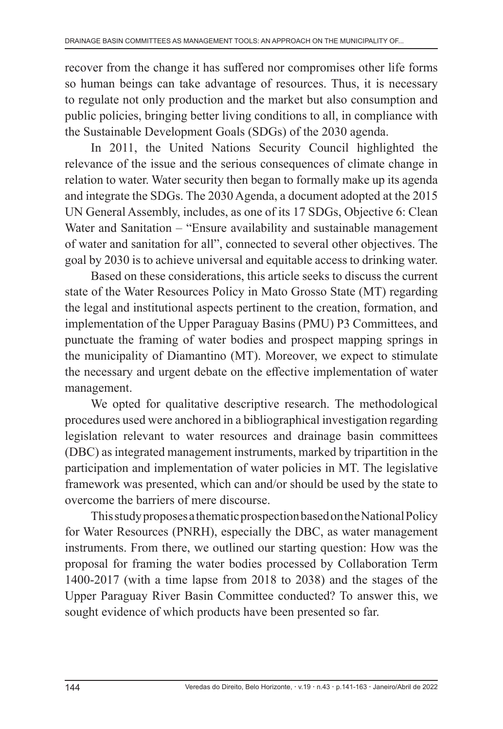recover from the change it has suffered nor compromises other life forms so human beings can take advantage of resources. Thus, it is necessary to regulate not only production and the market but also consumption and public policies, bringing better living conditions to all, in compliance with the Sustainable Development Goals (SDGs) of the 2030 agenda.

In 2011, the United Nations Security Council highlighted the relevance of the issue and the serious consequences of climate change in relation to water. Water security then began to formally make up its agenda and integrate the SDGs. The 2030 Agenda, a document adopted at the 2015 UN General Assembly, includes, as one of its 17 SDGs, Objective 6: Clean Water and Sanitation – "Ensure availability and sustainable management of water and sanitation for all", connected to several other objectives. The goal by 2030 is to achieve universal and equitable access to drinking water.

Based on these considerations, this article seeks to discuss the current state of the Water Resources Policy in Mato Grosso State (MT) regarding the legal and institutional aspects pertinent to the creation, formation, and implementation of the Upper Paraguay Basins (PMU) P3 Committees, and punctuate the framing of water bodies and prospect mapping springs in the municipality of Diamantino (MT). Moreover, we expect to stimulate the necessary and urgent debate on the effective implementation of water management.

We opted for qualitative descriptive research. The methodological procedures used were anchored in a bibliographical investigation regarding legislation relevant to water resources and drainage basin committees (DBC) as integrated management instruments, marked by tripartition in the participation and implementation of water policies in MT. The legislative framework was presented, which can and/or should be used by the state to overcome the barriers of mere discourse.

This study proposes a thematic prospection based on the National Policy for Water Resources (PNRH), especially the DBC, as water management instruments. From there, we outlined our starting question: How was the proposal for framing the water bodies processed by Collaboration Term 1400-2017 (with a time lapse from 2018 to 2038) and the stages of the Upper Paraguay River Basin Committee conducted? To answer this, we sought evidence of which products have been presented so far.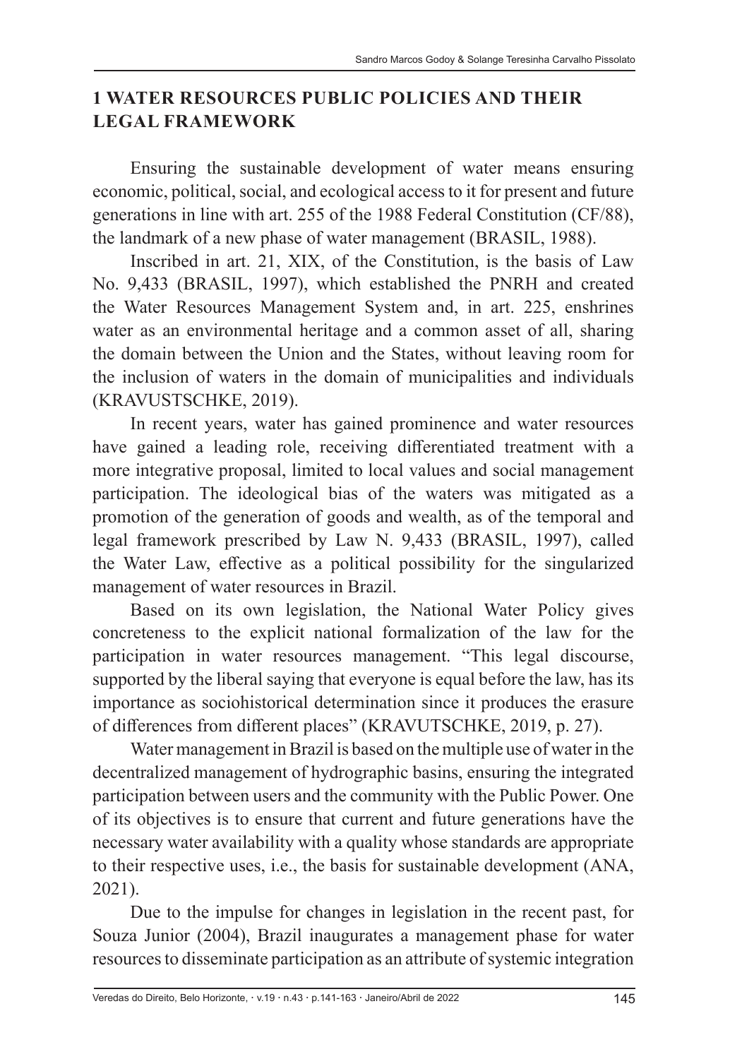## 1 WATER RESOURCES PUBLIC POLICIES AND THEIR LEGAL FRAMEWORK

Ensuring the sustainable development of water means ensuring economic, political, social, and ecological access to it for present and future generations in line with art. 255 of the 1988 Federal Constitution (CF/88), the landmark of a new phase of water management (BRASIL, 1988).

Inscribed in art. 21, XIX, of the Constitution, is the basis of Law No. 9,433 (BRASIL, 1997), which established the PNRH and created the Water Resources Management System and, in art. 225, enshrines water as an environmental heritage and a common asset of all, sharing the domain between the Union and the States, without leaving room for the inclusion of waters in the domain of municipalities and individuals (KRAVUSTSCHKE, 2019).

In recent years, water has gained prominence and water resources have gained a leading role, receiving differentiated treatment with a more integrative proposal, limited to local values and social management participation. The ideological bias of the waters was mitigated as a promotion of the generation of goods and wealth, as of the temporal and legal framework prescribed by Law N. 9,433 (BRASIL, 1997), called the Water Law, effective as a political possibility for the singularized management of water resources in Brazil.

Based on its own legislation, the National Water Policy gives concreteness to the explicit national formalization of the law for the participation in water resources management. "This legal discourse, supported by the liberal saying that everyone is equal before the law, has its importance as sociohistorical determination since it produces the erasure of differences from different places" (KRAVUTSCHKE, 2019, p. 27).

Water management in Brazil is based on the multiple use of water in the decentralized management of hydrographic basins, ensuring the integrated participation between users and the community with the Public Power. One of its objectives is to ensure that current and future generations have the necessary water availability with a quality whose standards are appropriate to their respective uses, i.e., the basis for sustainable development (ANA, 2021).

Due to the impulse for changes in legislation in the recent past, for Souza Junior (2004), Brazil inaugurates a management phase for water resources to disseminate participation as an attribute of systemic integration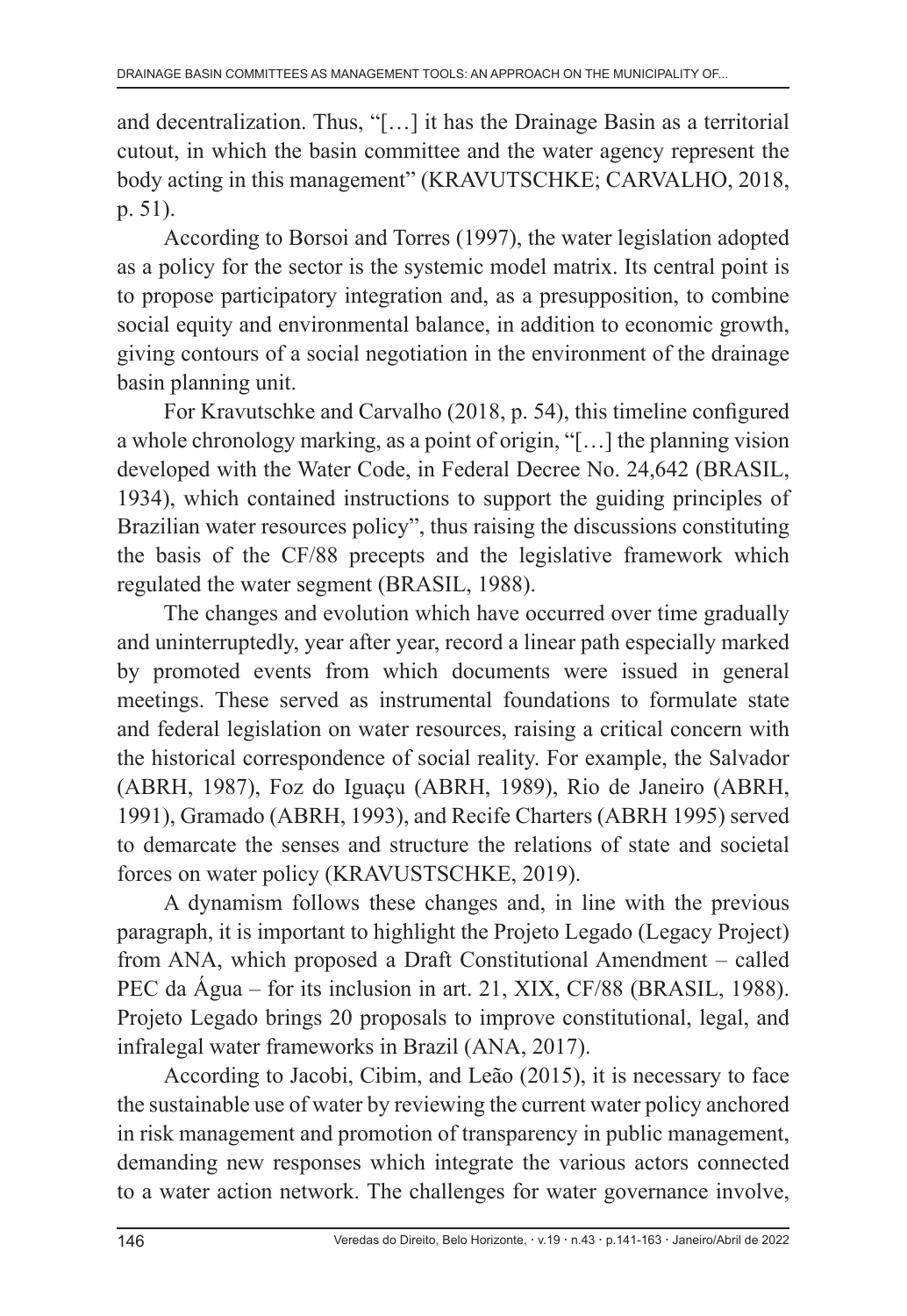and decentralization. Thus, "[…] it has the Drainage Basin as a territorial cutout, in which the basin committee and the water agency represent the body acting in this management" (KRAVUTSCHKE; CARVALHO, 2018, p. 51).

According to Borsoi and Torres (1997), the water legislation adopted as a policy for the sector is the systemic model matrix. Its central point is to propose participatory integration and, as a presupposition, to combine social equity and environmental balance, in addition to economic growth, giving contours of a social negotiation in the environment of the drainage basin planning unit.

For Kravutschke and Carvalho (2018, p. 54), this timeline configured a whole chronology marking, as a point of origin, "[…] the planning vision developed with the Water Code, in Federal Decree No. 24,642 (BRASIL, 1934), which contained instructions to support the guiding principles of Brazilian water resources policy", thus raising the discussions constituting the basis of the CF/88 precepts and the legislative framework which regulated the water segment (BRASIL, 1988).

The changes and evolution which have occurred over time gradually and uninterruptedly, year after year, record a linear path especially marked by promoted events from which documents were issued in general meetings. These served as instrumental foundations to formulate state and federal legislation on water resources, raising a critical concern with the historical correspondence of social reality. For example, the Salvador (ABRH, 1987), Foz do Iguaçu (ABRH, 1989), Rio de Janeiro (ABRH, 1991), Gramado (ABRH, 1993), and Recife Charters (ABRH 1995) served to demarcate the senses and structure the relations of state and societal forces on water policy (KRAVUSTSCHKE, 2019).

A dynamism follows these changes and, in line with the previous paragraph, it is important to highlight the Projeto Legado (Legacy Project) from ANA, which proposed a Draft Constitutional Amendment – called PEC da Água – for its inclusion in art. 21, XIX, CF/88 (BRASIL, 1988). Projeto Legado brings 20 proposals to improve constitutional, legal, and infralegal water frameworks in Brazil (ANA, 2017).

According to Jacobi, Cibim, and Leão (2015), it is necessary to face the sustainable use of water by reviewing the current water policy anchored in risk management and promotion of transparency in public management, demanding new responses which integrate the various actors connected to a water action network. The challenges for water governance involve,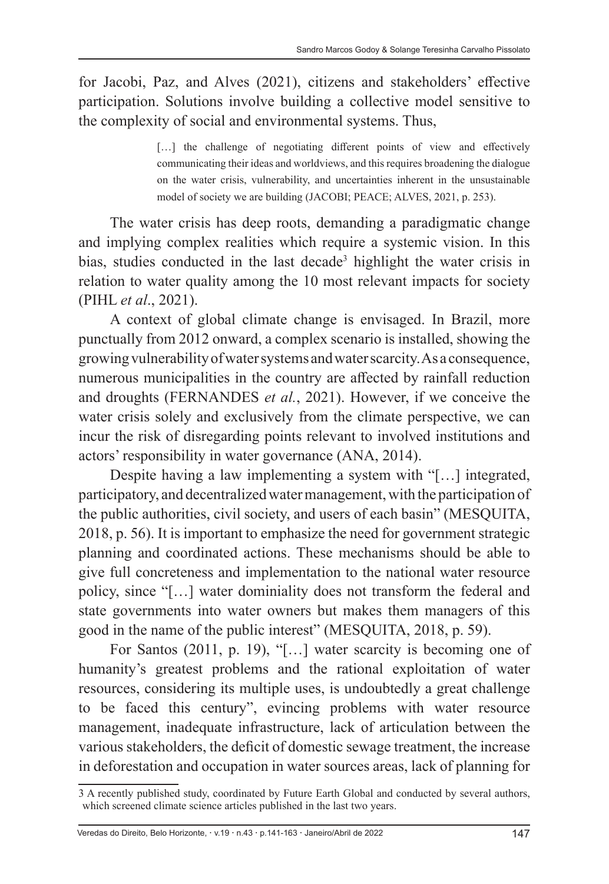for Jacobi, Paz, and Alves (2021), citizens and stakeholders' effective participation. Solutions involve building a collective model sensitive to the complexity of social and environmental systems. Thus,

> […] the challenge of negotiating different points of view and effectively communicating their ideas and worldviews, and this requires broadening the dialogue on the water crisis, vulnerability, and uncertainties inherent in the unsustainable model of society we are building (JACOBI; PEACE; ALVES, 2021, p. 253).

The water crisis has deep roots, demanding a paradigmatic change and implying complex realities which require a systemic vision. In this bias, studies conducted in the last decade[3] highlight the water crisis in relation to water quality among the 10 most relevant impacts for society (PIHL *et al*., 2021).

A context of global climate change is envisaged. In Brazil, more punctually from 2012 onward, a complex scenario is installed, showing the growing vulnerability of water systems and water scarcity. As a consequence, numerous municipalities in the country are affected by rainfall reduction and droughts (FERNANDES *et al.*, 2021). However, if we conceive the water crisis solely and exclusively from the climate perspective, we can incur the risk of disregarding points relevant to involved institutions and actors' responsibility in water governance (ANA, 2014).

Despite having a law implementing a system with "[…] integrated, participatory, and decentralized water management, with the participation of the public authorities, civil society, and users of each basin" (MESQUITA, 2018, p. 56). It is important to emphasize the need for government strategic planning and coordinated actions. These mechanisms should be able to give full concreteness and implementation to the national water resource policy, since "[…] water dominiality does not transform the federal and state governments into water owners but makes them managers of this good in the name of the public interest" (MESQUITA, 2018, p. 59).

For Santos (2011, p. 19), "[…] water scarcity is becoming one of humanity's greatest problems and the rational exploitation of water resources, considering its multiple uses, is undoubtedly a great challenge to be faced this century", evincing problems with water resource management, inadequate infrastructure, lack of articulation between the various stakeholders, the deficit of domestic sewage treatment, the increase in deforestation and occupation in water sources areas, lack of planning for

---

3 A recently published study, coordinated by Future Earth Global and conducted by several authors, which screened climate science articles published in the last two years.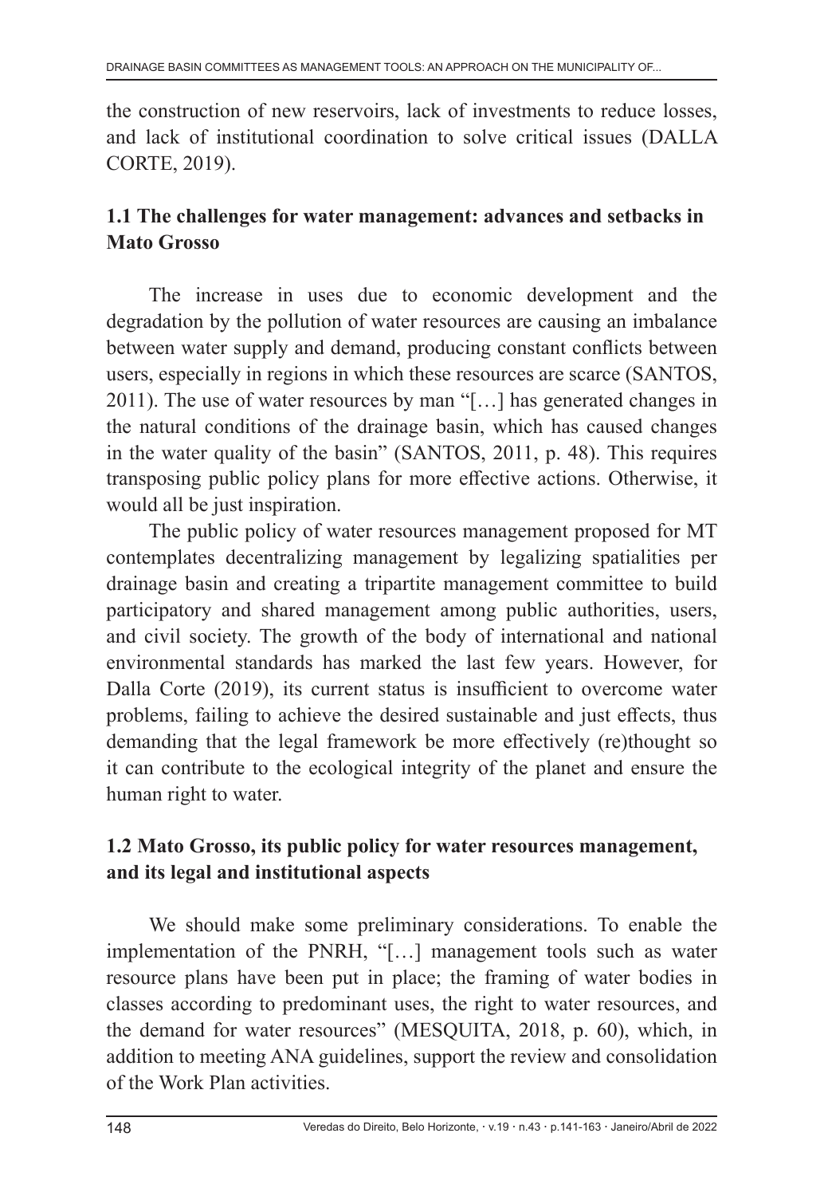the construction of new reservoirs, lack of investments to reduce losses, and lack of institutional coordination to solve critical issues (DALLA CORTE, 2019).

## 1.1 The challenges for water management: advances and setbacks in Mato Grosso

The increase in uses due to economic development and the degradation by the pollution of water resources are causing an imbalance between water supply and demand, producing constant conflicts between users, especially in regions in which these resources are scarce (SANTOS, 2011). The use of water resources by man "[…] has generated changes in the natural conditions of the drainage basin, which has caused changes in the water quality of the basin" (SANTOS, 2011, p. 48). This requires transposing public policy plans for more effective actions. Otherwise, it would all be just inspiration.

The public policy of water resources management proposed for MT contemplates decentralizing management by legalizing spatialities per drainage basin and creating a tripartite management committee to build participatory and shared management among public authorities, users, and civil society. The growth of the body of international and national environmental standards has marked the last few years. However, for Dalla Corte (2019), its current status is insufficient to overcome water problems, failing to achieve the desired sustainable and just effects, thus demanding that the legal framework be more effectively (re)thought so it can contribute to the ecological integrity of the planet and ensure the human right to water.

## 1.2 Mato Grosso, its public policy for water resources management, and its legal and institutional aspects

We should make some preliminary considerations. To enable the implementation of the PNRH, "[…] management tools such as water resource plans have been put in place; the framing of water bodies in classes according to predominant uses, the right to water resources, and the demand for water resources" (MESQUITA, 2018, p. 60), which, in addition to meeting ANA guidelines, support the review and consolidation of the Work Plan activities.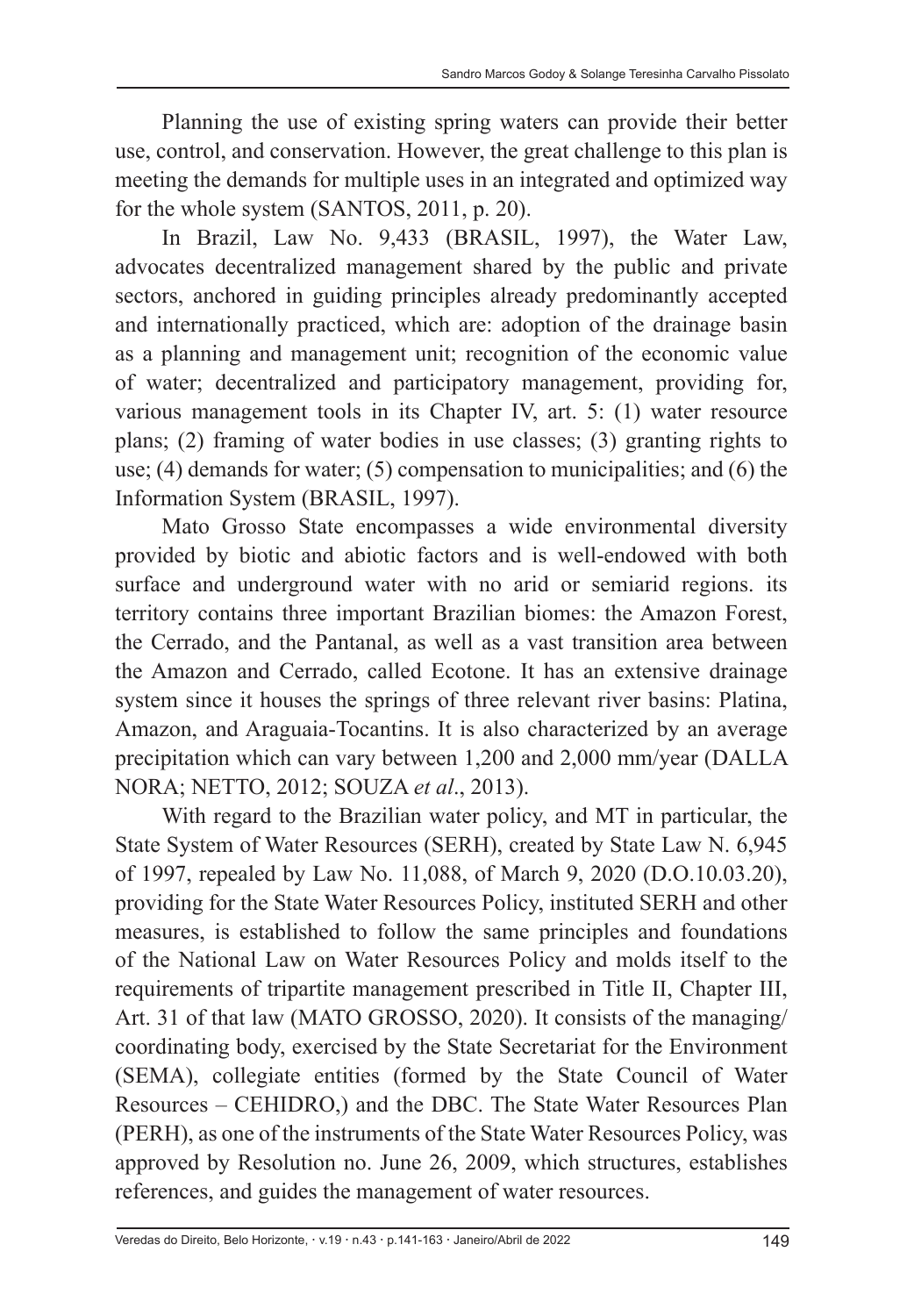Planning the use of existing spring waters can provide their better use, control, and conservation. However, the great challenge to this plan is meeting the demands for multiple uses in an integrated and optimized way for the whole system (SANTOS, 2011, p. 20).

In Brazil, Law No. 9,433 (BRASIL, 1997), the Water Law, advocates decentralized management shared by the public and private sectors, anchored in guiding principles already predominantly accepted and internationally practiced, which are: adoption of the drainage basin as a planning and management unit; recognition of the economic value of water; decentralized and participatory management, providing for, various management tools in its Chapter IV, art. 5: (1) water resource plans; (2) framing of water bodies in use classes; (3) granting rights to use; (4) demands for water; (5) compensation to municipalities; and (6) the Information System (BRASIL, 1997).

Mato Grosso State encompasses a wide environmental diversity provided by biotic and abiotic factors and is well-endowed with both surface and underground water with no arid or semiarid regions. its territory contains three important Brazilian biomes: the Amazon Forest, the Cerrado, and the Pantanal, as well as a vast transition area between the Amazon and Cerrado, called Ecotone. It has an extensive drainage system since it houses the springs of three relevant river basins: Platina, Amazon, and Araguaia-Tocantins. It is also characterized by an average precipitation which can vary between 1,200 and 2,000 mm/year (DALLA NORA; NETTO, 2012; SOUZA *et al*., 2013).

With regard to the Brazilian water policy, and MT in particular, the State System of Water Resources (SERH), created by State Law N. 6,945 of 1997, repealed by Law No. 11,088, of March 9, 2020 (D.O.10.03.20), providing for the State Water Resources Policy, instituted SERH and other measures, is established to follow the same principles and foundations of the National Law on Water Resources Policy and molds itself to the requirements of tripartite management prescribed in Title II, Chapter III, Art. 31 of that law (MATO GROSSO, 2020). It consists of the managing/coordinating body, exercised by the State Secretariat for the Environment (SEMA), collegiate entities (formed by the State Council of Water Resources – CEHIDRO,) and the DBC. The State Water Resources Plan (PERH), as one of the instruments of the State Water Resources Policy, was approved by Resolution no. June 26, 2009, which structures, establishes references, and guides the management of water resources.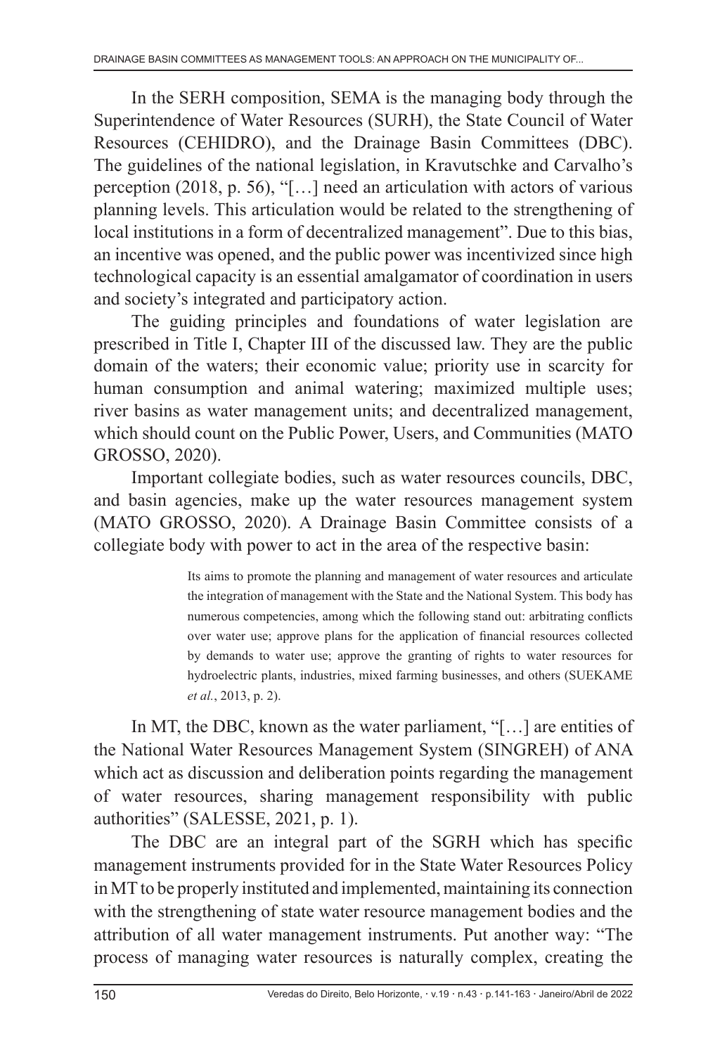In the SERH composition, SEMA is the managing body through the Superintendence of Water Resources (SURH), the State Council of Water Resources (CEHIDRO), and the Drainage Basin Committees (DBC). The guidelines of the national legislation, in Kravutschke and Carvalho's perception (2018, p. 56), "[…] need an articulation with actors of various planning levels. This articulation would be related to the strengthening of local institutions in a form of decentralized management". Due to this bias, an incentive was opened, and the public power was incentivized since high technological capacity is an essential amalgamator of coordination in users and society's integrated and participatory action.

The guiding principles and foundations of water legislation are prescribed in Title I, Chapter III of the discussed law. They are the public domain of the waters; their economic value; priority use in scarcity for human consumption and animal watering; maximized multiple uses; river basins as water management units; and decentralized management, which should count on the Public Power, Users, and Communities (MATO GROSSO, 2020).

Important collegiate bodies, such as water resources councils, DBC, and basin agencies, make up the water resources management system (MATO GROSSO, 2020). A Drainage Basin Committee consists of a collegiate body with power to act in the area of the respective basin:

> Its aims to promote the planning and management of water resources and articulate the integration of management with the State and the National System. This body has numerous competencies, among which the following stand out: arbitrating conflicts over water use; approve plans for the application of financial resources collected by demands to water use; approve the granting of rights to water resources for hydroelectric plants, industries, mixed farming businesses, and others (SUEKAME *et al.*, 2013, p. 2).

In MT, the DBC, known as the water parliament, "[…] are entities of the National Water Resources Management System (SINGREH) of ANA which act as discussion and deliberation points regarding the management of water resources, sharing management responsibility with public authorities" (SALESSE, 2021, p. 1).

The DBC are an integral part of the SGRH which has specific management instruments provided for in the State Water Resources Policy in MT to be properly instituted and implemented, maintaining its connection with the strengthening of state water resource management bodies and the attribution of all water management instruments. Put another way: "The process of managing water resources is naturally complex, creating the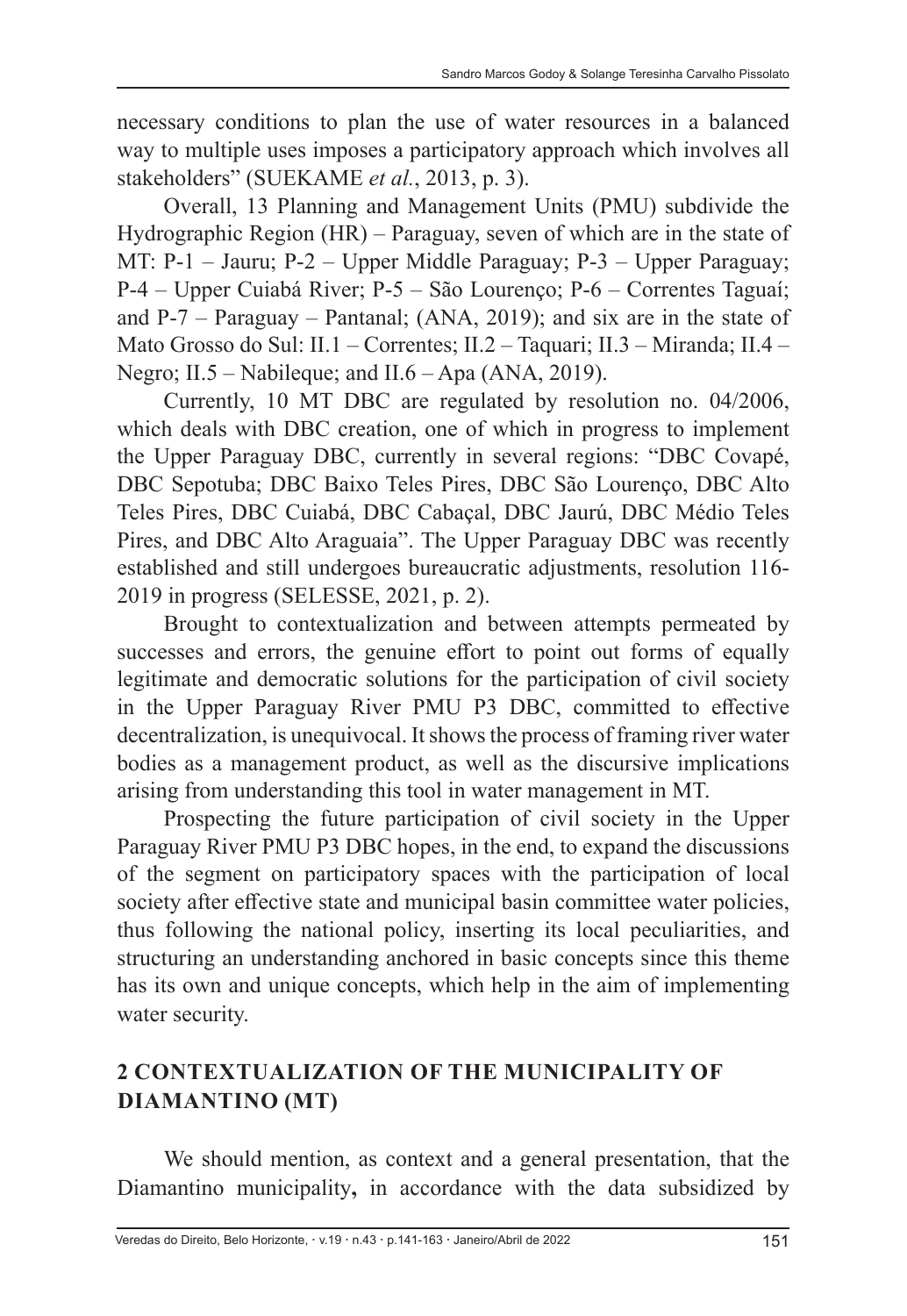necessary conditions to plan the use of water resources in a balanced way to multiple uses imposes a participatory approach which involves all stakeholders" (SUEKAME *et al.*, 2013, p. 3).

Overall, 13 Planning and Management Units (PMU) subdivide the Hydrographic Region (HR) – Paraguay, seven of which are in the state of MT: P-1 – Jauru; P-2 – Upper Middle Paraguay; P-3 – Upper Paraguay; P-4 – Upper Cuiabá River; P-5 – São Lourenço; P-6 – Correntes Taguaí; and P-7 – Paraguay – Pantanal; (ANA, 2019); and six are in the state of Mato Grosso do Sul: II.1 – Correntes; II.2 – Taquari; II.3 – Miranda; II.4 – Negro; II.5 – Nabileque; and II.6 – Apa (ANA, 2019).

Currently, 10 MT DBC are regulated by resolution no. 04/2006, which deals with DBC creation, one of which in progress to implement the Upper Paraguay DBC, currently in several regions: "DBC Covapé, DBC Sepotuba; DBC Baixo Teles Pires, DBC São Lourenço, DBC Alto Teles Pires, DBC Cuiabá, DBC Cabaçal, DBC Jaurú, DBC Médio Teles Pires, and DBC Alto Araguaia". The Upper Paraguay DBC was recently established and still undergoes bureaucratic adjustments, resolution 116-2019 in progress (SELESSE, 2021, p. 2).

Brought to contextualization and between attempts permeated by successes and errors, the genuine effort to point out forms of equally legitimate and democratic solutions for the participation of civil society in the Upper Paraguay River PMU P3 DBC, committed to effective decentralization, is unequivocal. It shows the process of framing river water bodies as a management product, as well as the discursive implications arising from understanding this tool in water management in MT.

Prospecting the future participation of civil society in the Upper Paraguay River PMU P3 DBC hopes, in the end, to expand the discussions of the segment on participatory spaces with the participation of local society after effective state and municipal basin committee water policies, thus following the national policy, inserting its local peculiarities, and structuring an understanding anchored in basic concepts since this theme has its own and unique concepts, which help in the aim of implementing water security.

## 2 CONTEXTUALIZATION OF THE MUNICIPALITY OF DIAMANTINO (MT)

We should mention, as context and a general presentation, that the Diamantino municipality**,** in accordance with the data subsidized by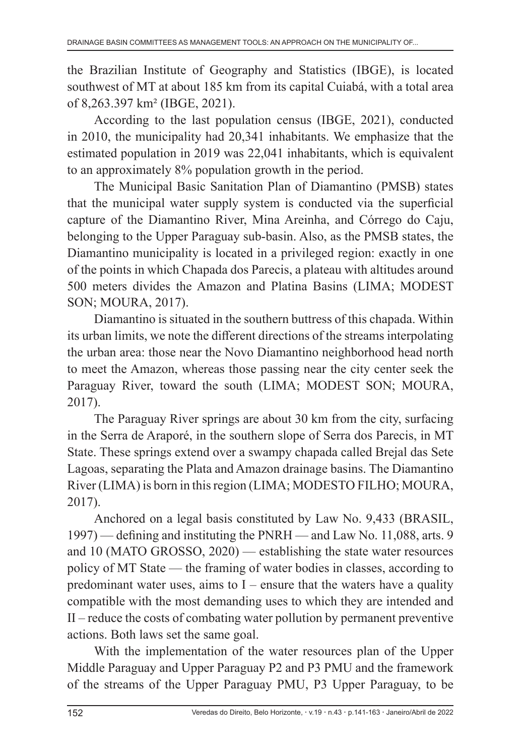the Brazilian Institute of Geography and Statistics (IBGE), is located southwest of MT at about 185 km from its capital Cuiabá, with a total area of 8,263.397 km² (IBGE, 2021).

According to the last population census (IBGE, 2021), conducted in 2010, the municipality had 20,341 inhabitants. We emphasize that the estimated population in 2019 was 22,041 inhabitants, which is equivalent to an approximately 8% population growth in the period.

The Municipal Basic Sanitation Plan of Diamantino (PMSB) states that the municipal water supply system is conducted via the superficial capture of the Diamantino River, Mina Areinha, and Córrego do Caju, belonging to the Upper Paraguay sub-basin. Also, as the PMSB states, the Diamantino municipality is located in a privileged region: exactly in one of the points in which Chapada dos Parecis, a plateau with altitudes around 500 meters divides the Amazon and Platina Basins (LIMA; MODEST SON; MOURA, 2017).

Diamantino is situated in the southern buttress of this chapada. Within its urban limits, we note the different directions of the streams interpolating the urban area: those near the Novo Diamantino neighborhood head north to meet the Amazon, whereas those passing near the city center seek the Paraguay River, toward the south (LIMA; MODEST SON; MOURA, 2017).

The Paraguay River springs are about 30 km from the city, surfacing in the Serra de Araporé, in the southern slope of Serra dos Parecis, in MT State. These springs extend over a swampy chapada called Brejal das Sete Lagoas, separating the Plata and Amazon drainage basins. The Diamantino River (LIMA) is born in this region (LIMA; MODESTO FILHO; MOURA, 2017).

Anchored on a legal basis constituted by Law No. 9,433 (BRASIL, 1997) — defining and instituting the PNRH — and Law No. 11,088, arts. 9 and 10 (MATO GROSSO, 2020) — establishing the state water resources policy of MT State — the framing of water bodies in classes, according to predominant water uses, aims to I – ensure that the waters have a quality compatible with the most demanding uses to which they are intended and II – reduce the costs of combating water pollution by permanent preventive actions. Both laws set the same goal.

With the implementation of the water resources plan of the Upper Middle Paraguay and Upper Paraguay P2 and P3 PMU and the framework of the streams of the Upper Paraguay PMU, P3 Upper Paraguay, to be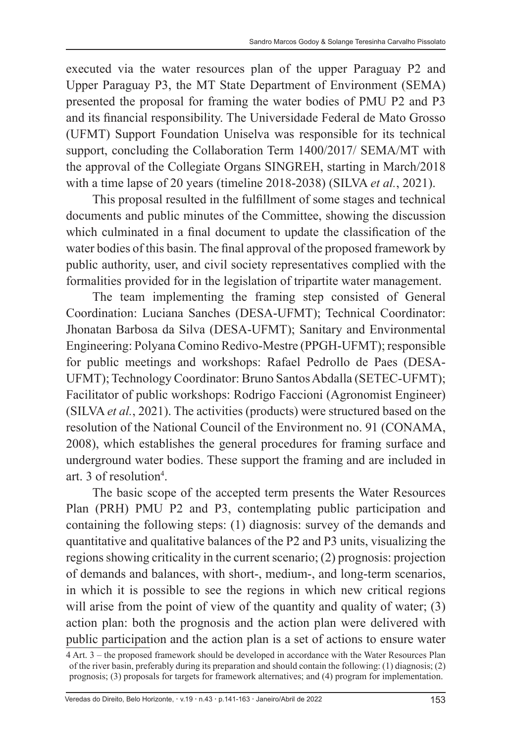executed via the water resources plan of the upper Paraguay P2 and Upper Paraguay P3, the MT State Department of Environment (SEMA) presented the proposal for framing the water bodies of PMU P2 and P3 and its financial responsibility. The Universidade Federal de Mato Grosso (UFMT) Support Foundation Uniselva was responsible for its technical support, concluding the Collaboration Term 1400/2017/ SEMA/MT with the approval of the Collegiate Organs SINGREH, starting in March/2018 with a time lapse of 20 years (timeline 2018-2038) (SILVA *et al.*, 2021).

This proposal resulted in the fulfillment of some stages and technical documents and public minutes of the Committee, showing the discussion which culminated in a final document to update the classification of the water bodies of this basin. The final approval of the proposed framework by public authority, user, and civil society representatives complied with the formalities provided for in the legislation of tripartite water management.

The team implementing the framing step consisted of General Coordination: Luciana Sanches (DESA-UFMT); Technical Coordinator: Jhonatan Barbosa da Silva (DESA-UFMT); Sanitary and Environmental Engineering: Polyana Comino Redivo-Mestre (PPGH-UFMT); responsible for public meetings and workshops: Rafael Pedrollo de Paes (DESA-UFMT); Technology Coordinator: Bruno Santos Abdalla (SETEC-UFMT); Facilitator of public workshops: Rodrigo Faccioni (Agronomist Engineer) (SILVA *et al.*, 2021). The activities (products) were structured based on the resolution of the National Council of the Environment no. 91 (CONAMA, 2008), which establishes the general procedures for framing surface and underground water bodies. These support the framing and are included in art. 3 of resolution[4].

The basic scope of the accepted term presents the Water Resources Plan (PRH) PMU P2 and P3, contemplating public participation and containing the following steps: (1) diagnosis: survey of the demands and quantitative and qualitative balances of the P2 and P3 units, visualizing the regions showing criticality in the current scenario; (2) prognosis: projection of demands and balances, with short-, medium-, and long-term scenarios, in which it is possible to see the regions in which new critical regions will arise from the point of view of the quantity and quality of water; (3) action plan: both the prognosis and the action plan were delivered with public participation and the action plan is a set of actions to ensure water

---

4 Art. 3 – the proposed framework should be developed in accordance with the Water Resources Plan of the river basin, preferably during its preparation and should contain the following: (1) diagnosis; (2) prognosis; (3) proposals for targets for framework alternatives; and (4) program for implementation.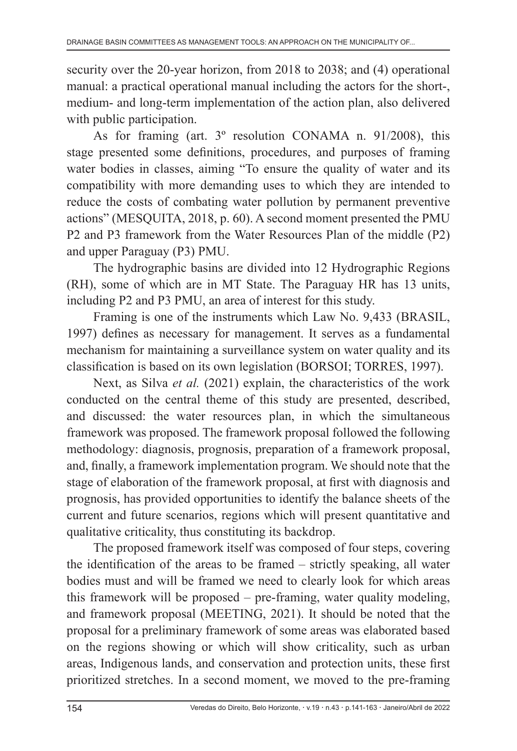security over the 20-year horizon, from 2018 to 2038; and (4) operational manual: a practical operational manual including the actors for the short-, medium- and long-term implementation of the action plan, also delivered with public participation.

As for framing (art. 3º resolution CONAMA n. 91/2008), this stage presented some definitions, procedures, and purposes of framing water bodies in classes, aiming "To ensure the quality of water and its compatibility with more demanding uses to which they are intended to reduce the costs of combating water pollution by permanent preventive actions" (MESQUITA, 2018, p. 60). A second moment presented the PMU P2 and P3 framework from the Water Resources Plan of the middle (P2) and upper Paraguay (P3) PMU.

The hydrographic basins are divided into 12 Hydrographic Regions (RH), some of which are in MT State. The Paraguay HR has 13 units, including P2 and P3 PMU, an area of interest for this study.

Framing is one of the instruments which Law No. 9,433 (BRASIL, 1997) defines as necessary for management. It serves as a fundamental mechanism for maintaining a surveillance system on water quality and its classification is based on its own legislation (BORSOI; TORRES, 1997).

Next, as Silva *et al.* (2021) explain, the characteristics of the work conducted on the central theme of this study are presented, described, and discussed: the water resources plan, in which the simultaneous framework was proposed. The framework proposal followed the following methodology: diagnosis, prognosis, preparation of a framework proposal, and, finally, a framework implementation program. We should note that the stage of elaboration of the framework proposal, at first with diagnosis and prognosis, has provided opportunities to identify the balance sheets of the current and future scenarios, regions which will present quantitative and qualitative criticality, thus constituting its backdrop.

The proposed framework itself was composed of four steps, covering the identification of the areas to be framed – strictly speaking, all water bodies must and will be framed we need to clearly look for which areas this framework will be proposed – pre-framing, water quality modeling, and framework proposal (MEETING, 2021). It should be noted that the proposal for a preliminary framework of some areas was elaborated based on the regions showing or which will show criticality, such as urban areas, Indigenous lands, and conservation and protection units, these first prioritized stretches. In a second moment, we moved to the pre-framing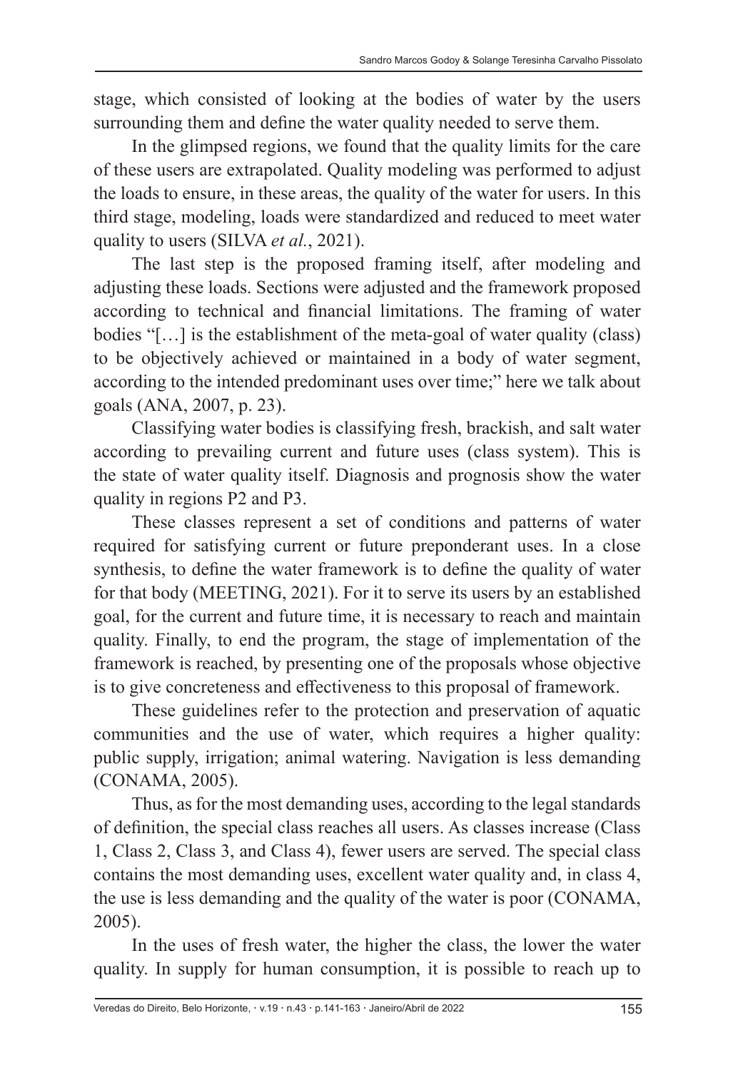stage, which consisted of looking at the bodies of water by the users surrounding them and define the water quality needed to serve them.

In the glimpsed regions, we found that the quality limits for the care of these users are extrapolated. Quality modeling was performed to adjust the loads to ensure, in these areas, the quality of the water for users. In this third stage, modeling, loads were standardized and reduced to meet water quality to users (SILVA *et al.*, 2021).

The last step is the proposed framing itself, after modeling and adjusting these loads. Sections were adjusted and the framework proposed according to technical and financial limitations. The framing of water bodies "[…] is the establishment of the meta-goal of water quality (class) to be objectively achieved or maintained in a body of water segment, according to the intended predominant uses over time;" here we talk about goals (ANA, 2007, p. 23).

Classifying water bodies is classifying fresh, brackish, and salt water according to prevailing current and future uses (class system). This is the state of water quality itself. Diagnosis and prognosis show the water quality in regions P2 and P3.

These classes represent a set of conditions and patterns of water required for satisfying current or future preponderant uses. In a close synthesis, to define the water framework is to define the quality of water for that body (MEETING, 2021). For it to serve its users by an established goal, for the current and future time, it is necessary to reach and maintain quality. Finally, to end the program, the stage of implementation of the framework is reached, by presenting one of the proposals whose objective is to give concreteness and effectiveness to this proposal of framework.

These guidelines refer to the protection and preservation of aquatic communities and the use of water, which requires a higher quality: public supply, irrigation; animal watering. Navigation is less demanding (CONAMA, 2005).

Thus, as for the most demanding uses, according to the legal standards of definition, the special class reaches all users. As classes increase (Class 1, Class 2, Class 3, and Class 4), fewer users are served. The special class contains the most demanding uses, excellent water quality and, in class 4, the use is less demanding and the quality of the water is poor (CONAMA, 2005).

In the uses of fresh water, the higher the class, the lower the water quality. In supply for human consumption, it is possible to reach up to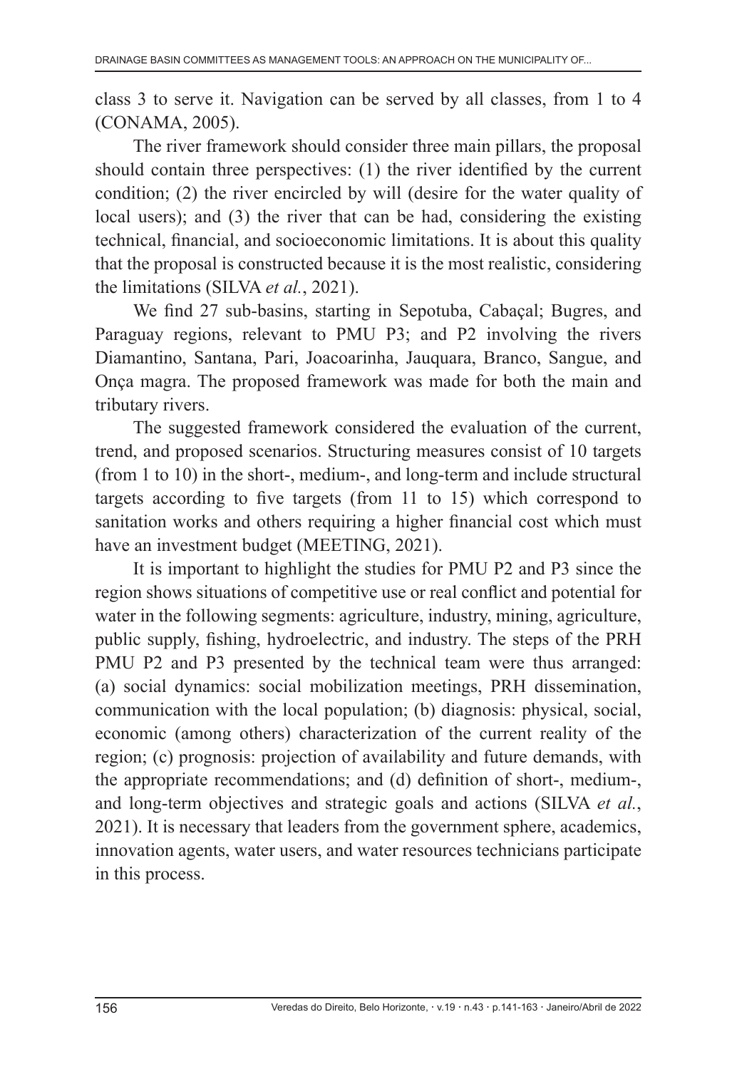class 3 to serve it. Navigation can be served by all classes, from 1 to 4 (CONAMA, 2005).

The river framework should consider three main pillars, the proposal should contain three perspectives: (1) the river identified by the current condition; (2) the river encircled by will (desire for the water quality of local users); and (3) the river that can be had, considering the existing technical, financial, and socioeconomic limitations. It is about this quality that the proposal is constructed because it is the most realistic, considering the limitations (SILVA *et al.*, 2021).

We find 27 sub-basins, starting in Sepotuba, Cabaçal; Bugres, and Paraguay regions, relevant to PMU P3; and P2 involving the rivers Diamantino, Santana, Pari, Joacoarinha, Jauquara, Branco, Sangue, and Onça magra. The proposed framework was made for both the main and tributary rivers.

The suggested framework considered the evaluation of the current, trend, and proposed scenarios. Structuring measures consist of 10 targets (from 1 to 10) in the short-, medium-, and long-term and include structural targets according to five targets (from 11 to 15) which correspond to sanitation works and others requiring a higher financial cost which must have an investment budget (MEETING, 2021).

It is important to highlight the studies for PMU P2 and P3 since the region shows situations of competitive use or real conflict and potential for water in the following segments: agriculture, industry, mining, agriculture, public supply, fishing, hydroelectric, and industry. The steps of the PRH PMU P2 and P3 presented by the technical team were thus arranged: (a) social dynamics: social mobilization meetings, PRH dissemination, communication with the local population; (b) diagnosis: physical, social, economic (among others) characterization of the current reality of the region; (c) prognosis: projection of availability and future demands, with the appropriate recommendations; and (d) definition of short-, medium-, and long-term objectives and strategic goals and actions (SILVA *et al.*, 2021). It is necessary that leaders from the government sphere, academics, innovation agents, water users, and water resources technicians participate in this process.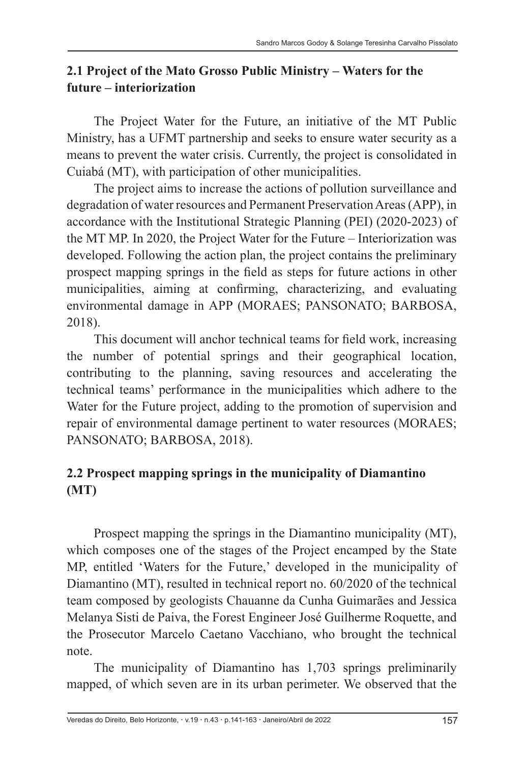## 2.1 Project of the Mato Grosso Public Ministry – Waters for the future – interiorization

The Project Water for the Future, an initiative of the MT Public Ministry, has a UFMT partnership and seeks to ensure water security as a means to prevent the water crisis. Currently, the project is consolidated in Cuiabá (MT), with participation of other municipalities.

The project aims to increase the actions of pollution surveillance and degradation of water resources and Permanent Preservation Areas (APP), in accordance with the Institutional Strategic Planning (PEI) (2020-2023) of the MT MP. In 2020, the Project Water for the Future – Interiorization was developed. Following the action plan, the project contains the preliminary prospect mapping springs in the field as steps for future actions in other municipalities, aiming at confirming, characterizing, and evaluating environmental damage in APP (MORAES; PANSONATO; BARBOSA, 2018).

This document will anchor technical teams for field work, increasing the number of potential springs and their geographical location, contributing to the planning, saving resources and accelerating the technical teams' performance in the municipalities which adhere to the Water for the Future project, adding to the promotion of supervision and repair of environmental damage pertinent to water resources (MORAES; PANSONATO; BARBOSA, 2018).

## 2.2 Prospect mapping springs in the municipality of Diamantino (MT)

Prospect mapping the springs in the Diamantino municipality (MT), which composes one of the stages of the Project encamped by the State MP, entitled 'Waters for the Future,' developed in the municipality of Diamantino (MT), resulted in technical report no. 60/2020 of the technical team composed by geologists Chauanne da Cunha Guimarães and Jessica Melanya Sisti de Paiva, the Forest Engineer José Guilherme Roquette, and the Prosecutor Marcelo Caetano Vacchiano, who brought the technical note.

The municipality of Diamantino has 1,703 springs preliminarily mapped, of which seven are in its urban perimeter. We observed that the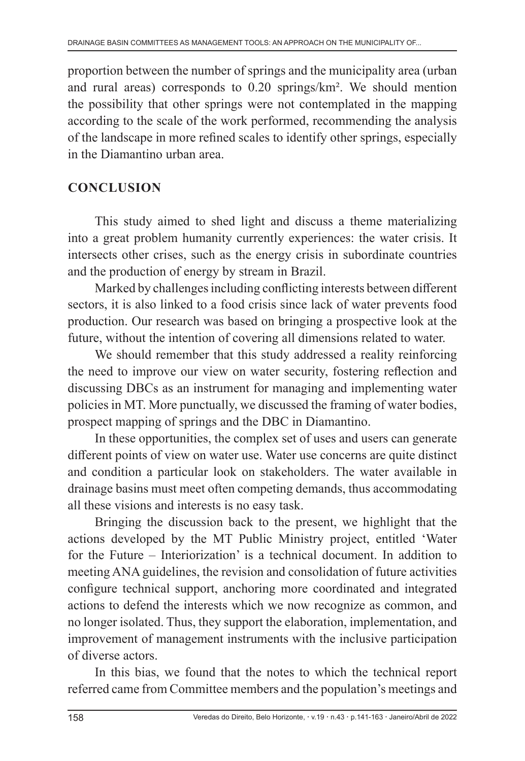proportion between the number of springs and the municipality area (urban and rural areas) corresponds to 0.20 springs/km². We should mention the possibility that other springs were not contemplated in the mapping according to the scale of the work performed, recommending the analysis of the landscape in more refined scales to identify other springs, especially in the Diamantino urban area.

## CONCLUSION

This study aimed to shed light and discuss a theme materializing into a great problem humanity currently experiences: the water crisis. It intersects other crises, such as the energy crisis in subordinate countries and the production of energy by stream in Brazil.

Marked by challenges including conflicting interests between different sectors, it is also linked to a food crisis since lack of water prevents food production. Our research was based on bringing a prospective look at the future, without the intention of covering all dimensions related to water.

We should remember that this study addressed a reality reinforcing the need to improve our view on water security, fostering reflection and discussing DBCs as an instrument for managing and implementing water policies in MT. More punctually, we discussed the framing of water bodies, prospect mapping of springs and the DBC in Diamantino.

In these opportunities, the complex set of uses and users can generate different points of view on water use. Water use concerns are quite distinct and condition a particular look on stakeholders. The water available in drainage basins must meet often competing demands, thus accommodating all these visions and interests is no easy task.

Bringing the discussion back to the present, we highlight that the actions developed by the MT Public Ministry project, entitled 'Water for the Future – Interiorization' is a technical document. In addition to meeting ANA guidelines, the revision and consolidation of future activities configure technical support, anchoring more coordinated and integrated actions to defend the interests which we now recognize as common, and no longer isolated. Thus, they support the elaboration, implementation, and improvement of management instruments with the inclusive participation of diverse actors.

In this bias, we found that the notes to which the technical report referred came from Committee members and the population's meetings and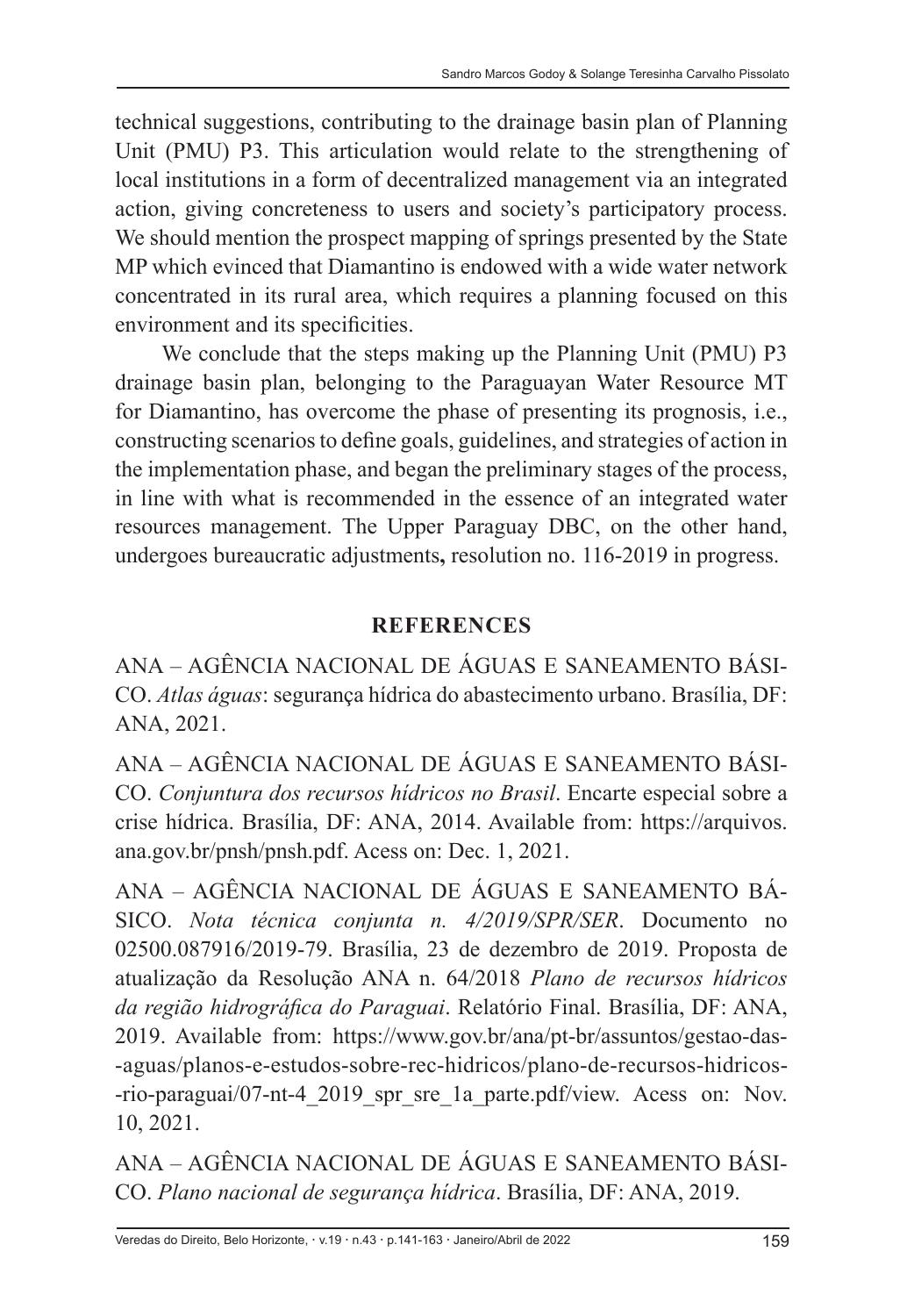technical suggestions, contributing to the drainage basin plan of Planning Unit (PMU) P3. This articulation would relate to the strengthening of local institutions in a form of decentralized management via an integrated action, giving concreteness to users and society's participatory process. We should mention the prospect mapping of springs presented by the State MP which evinced that Diamantino is endowed with a wide water network concentrated in its rural area, which requires a planning focused on this environment and its specificities.

We conclude that the steps making up the Planning Unit (PMU) P3 drainage basin plan, belonging to the Paraguayan Water Resource MT for Diamantino, has overcome the phase of presenting its prognosis, i.e., constructing scenarios to define goals, guidelines, and strategies of action in the implementation phase, and began the preliminary stages of the process, in line with what is recommended in the essence of an integrated water resources management. The Upper Paraguay DBC, on the other hand, undergoes bureaucratic adjustments**,** resolution no. 116-2019 in progress.

## REFERENCES

ANA – AGÊNCIA NACIONAL DE ÁGUAS E SANEAMENTO BÁSICO. *Atlas águas*: segurança hídrica do abastecimento urbano. Brasília, DF: ANA, 2021.

ANA – AGÊNCIA NACIONAL DE ÁGUAS E SANEAMENTO BÁSICO. *Conjuntura dos recursos hídricos no Brasil*. Encarte especial sobre a crise hídrica. Brasília, DF: ANA, 2014. Available from: https://arquivos.ana.gov.br/pnsh/pnsh.pdf. Acess on: Dec. 1, 2021.

ANA – AGÊNCIA NACIONAL DE ÁGUAS E SANEAMENTO BÁSICO. *Nota técnica conjunta n. 4/2019/SPR/SER*. Documento no 02500.087916/2019-79. Brasília, 23 de dezembro de 2019. Proposta de atualização da Resolução ANA n. 64/2018 *Plano de recursos hídricos da região hidrográfica do Paraguai*. Relatório Final. Brasília, DF: ANA, 2019. Available from: https://www.gov.br/ana/pt-br/assuntos/gestao-das-aguas/planos-e-estudos-sobre-rec-hidricos/plano-de-recursos-hidricos-rio-paraguai/07-nt-4_2019_spr_sre_1a_parte.pdf/view. Acess on: Nov. 10, 2021.

ANA – AGÊNCIA NACIONAL DE ÁGUAS E SANEAMENTO BÁSICO. *Plano nacional de segurança hídrica*. Brasília, DF: ANA, 2019.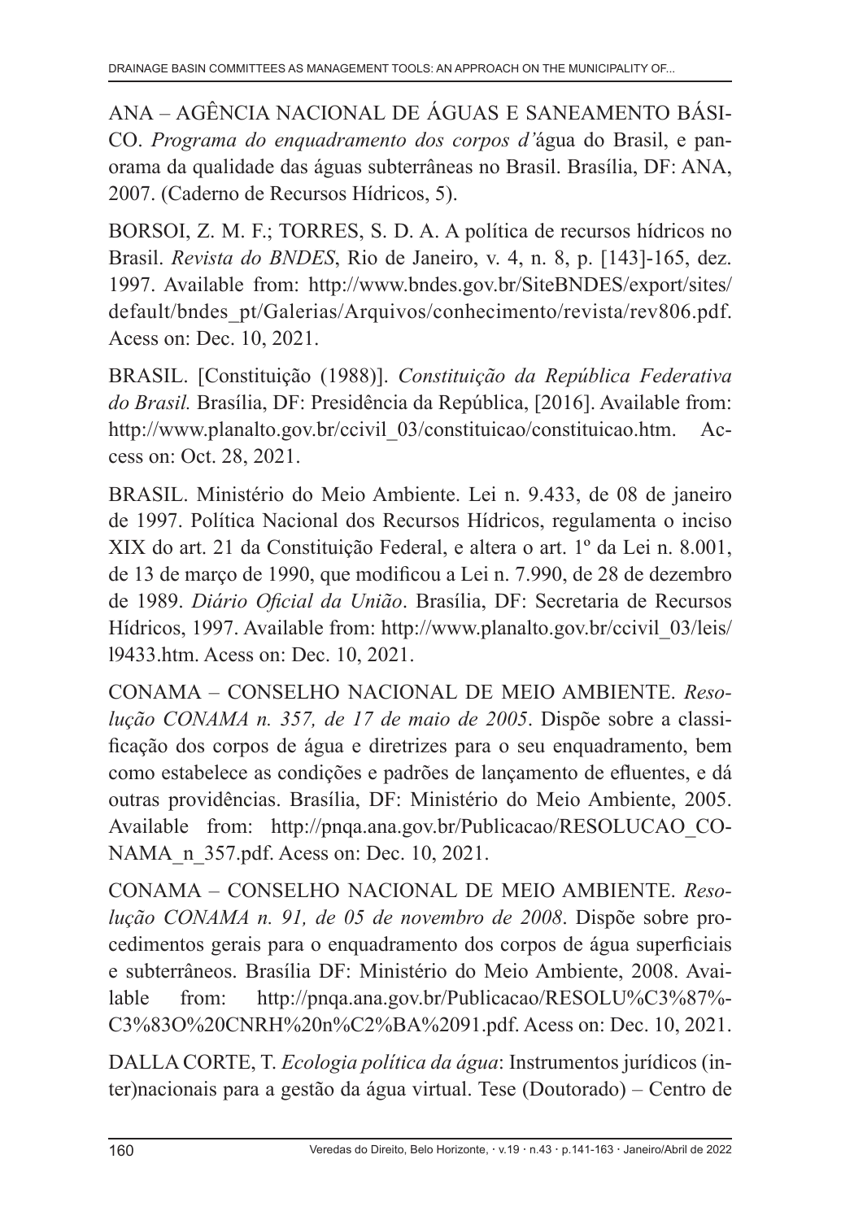ANA – AGÊNCIA NACIONAL DE ÁGUAS E SANEAMENTO BÁSICO. *Programa do enquadramento dos corpos d'*água do Brasil, e panorama da qualidade das águas subterrâneas no Brasil. Brasília, DF: ANA, 2007. (Caderno de Recursos Hídricos, 5).

BORSOI, Z. M. F.; TORRES, S. D. A. A política de recursos hídricos no Brasil. *Revista do BNDES*, Rio de Janeiro, v. 4, n. 8, p. [143]-165, dez. 1997. Available from: http://www.bndes.gov.br/SiteBNDES/export/sites/default/bndes_pt/Galerias/Arquivos/conhecimento/revista/rev806.pdf. Acess on: Dec. 10, 2021.

BRASIL. [Constituição (1988)]. *Constituição da República Federativa do Brasil.* Brasília, DF: Presidência da República, [2016]. Available from: http://www.planalto.gov.br/ccivil_03/constituicao/constituicao.htm. Access on: Oct. 28, 2021.

BRASIL. Ministério do Meio Ambiente. Lei n. 9.433, de 08 de janeiro de 1997. Política Nacional dos Recursos Hídricos, regulamenta o inciso XIX do art. 21 da Constituição Federal, e altera o art. 1º da Lei n. 8.001, de 13 de março de 1990, que modificou a Lei n. 7.990, de 28 de dezembro de 1989. *Diário Oficial da União*. Brasília, DF: Secretaria de Recursos Hídricos, 1997. Available from: http://www.planalto.gov.br/ccivil_03/leis/l9433.htm. Acess on: Dec. 10, 2021.

CONAMA – CONSELHO NACIONAL DE MEIO AMBIENTE. *Resolução CONAMA n. 357, de 17 de maio de 2005*. Dispõe sobre a classificação dos corpos de água e diretrizes para o seu enquadramento, bem como estabelece as condições e padrões de lançamento de efluentes, e dá outras providências. Brasília, DF: Ministério do Meio Ambiente, 2005. Available from: http://pnqa.ana.gov.br/Publicacao/RESOLUCAO_CONAMA_n_357.pdf. Acess on: Dec. 10, 2021.

CONAMA – CONSELHO NACIONAL DE MEIO AMBIENTE. *Resolução CONAMA n. 91, de 05 de novembro de 2008*. Dispõe sobre procedimentos gerais para o enquadramento dos corpos de água superficiais e subterrâneos. Brasília DF: Ministério do Meio Ambiente, 2008. Available from: http://pnqa.ana.gov.br/Publicacao/RESOLU%C3%87%C3%83O%20CNRH%20n%C2%BA%2091.pdf. Acess on: Dec. 10, 2021.

DALLA CORTE, T. *Ecologia política da água*: Instrumentos jurídicos (inter)nacionais para a gestão da água virtual. Tese (Doutorado) – Centro de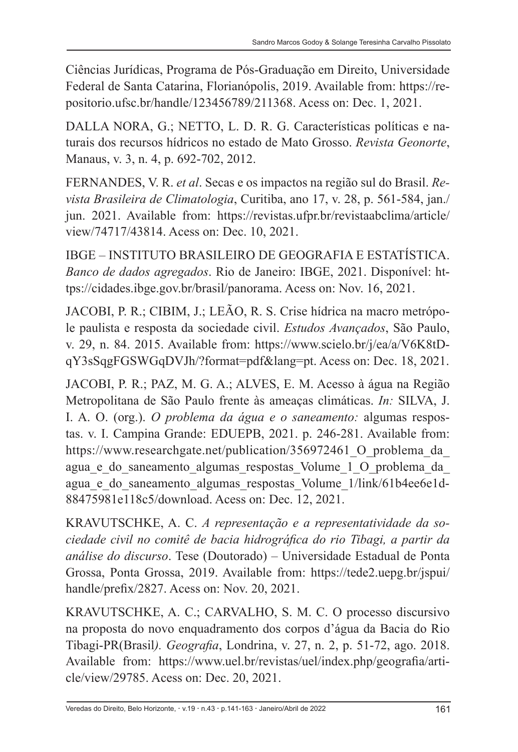Ciências Jurídicas, Programa de Pós-Graduação em Direito, Universidade Federal de Santa Catarina, Florianópolis, 2019. Available from: https://repositorio.ufsc.br/handle/123456789/211368. Acess on: Dec. 1, 2021.

DALLA NORA, G.; NETTO, L. D. R. G. Características políticas e naturais dos recursos hídricos no estado de Mato Grosso. *Revista Geonorte*, Manaus, v. 3, n. 4, p. 692-702, 2012.

FERNANDES, V. R. *et al*. Secas e os impactos na região sul do Brasil. *Revista Brasileira de Climatologia*, Curitiba, ano 17, v. 28, p. 561-584, jan./jun. 2021. Available from: https://revistas.ufpr.br/revistaabclima/article/view/74717/43814. Acess on: Dec. 10, 2021.

IBGE – INSTITUTO BRASILEIRO DE GEOGRAFIA E ESTATÍSTICA. *Banco de dados agregados*. Rio de Janeiro: IBGE, 2021. Disponível: https://cidades.ibge.gov.br/brasil/panorama. Acess on: Nov. 16, 2021.

JACOBI, P. R.; CIBIM, J.; LEÃO, R. S. Crise hídrica na macro metrópole paulista e resposta da sociedade civil. *Estudos Avançados*, São Paulo, v. 29, n. 84. 2015. Available from: https://www.scielo.br/j/ea/a/V6K8tDqY3sSqgFGSWGqDVJh/?format=pdf&lang=pt. Acess on: Dec. 18, 2021.

JACOBI, P. R.; PAZ, M. G. A.; ALVES, E. M. Acesso à água na Região Metropolitana de São Paulo frente às ameaças climáticas. *In:* SILVA, J. I. A. O. (org.). *O problema da água e o saneamento:* algumas respostas. v. I. Campina Grande: EDUEPB, 2021. p. 246-281. Available from: https://www.researchgate.net/publication/356972461_O_problema_da_agua_e_do_saneamento_algumas_respostas_Volume_1_O_problema_da_agua_e_do_saneamento_algumas_respostas_Volume_1/link/61b4ee6e1d88475981e118c5/download. Acess on: Dec. 12, 2021.

KRAVUTSCHKE, A. C. *A representação e a representatividade da sociedade civil no comitê de bacia hidrográfica do rio Tibagi, a partir da análise do discurso*. Tese (Doutorado) – Universidade Estadual de Ponta Grossa, Ponta Grossa, 2019. Available from: https://tede2.uepg.br/jspui/handle/prefix/2827. Acess on: Nov. 20, 2021.

KRAVUTSCHKE, A. C.; CARVALHO, S. M. C. O processo discursivo na proposta do novo enquadramento dos corpos d'água da Bacia do Rio Tibagi-PR(Brasil*). Geografia*, Londrina, v. 27, n. 2, p. 51-72, ago. 2018. Available from: https://www.uel.br/revistas/uel/index.php/geografia/article/view/29785. Acess on: Dec. 20, 2021.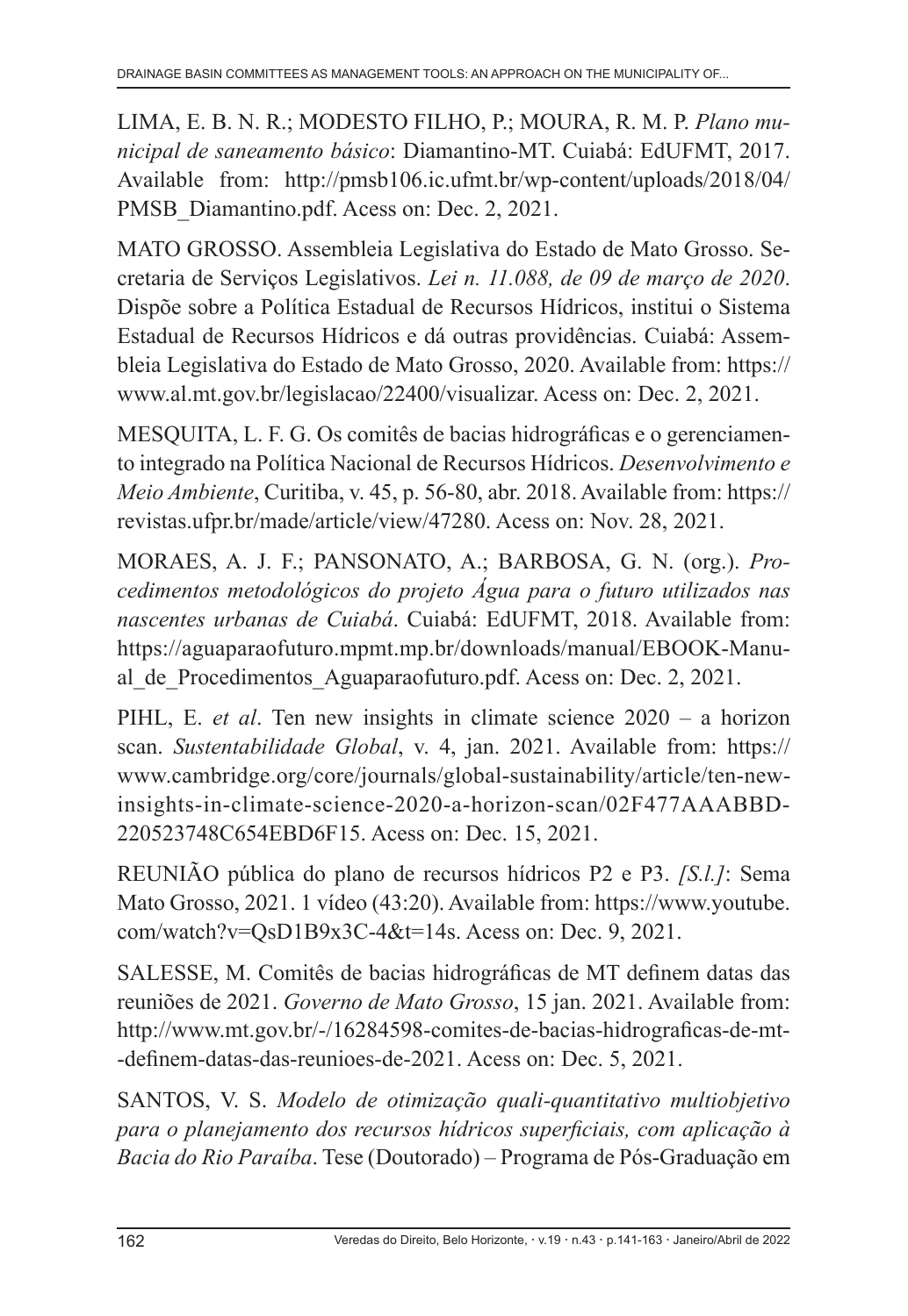LIMA, E. B. N. R.; MODESTO FILHO, P.; MOURA, R. M. P. *Plano municipal de saneamento básico*: Diamantino-MT. Cuiabá: EdUFMT, 2017. Available from: http://pmsb106.ic.ufmt.br/wp-content/uploads/2018/04/PMSB_Diamantino.pdf. Acess on: Dec. 2, 2021.

MATO GROSSO. Assembleia Legislativa do Estado de Mato Grosso. Secretaria de Serviços Legislativos. *Lei n. 11.088, de 09 de março de 2020*. Dispõe sobre a Política Estadual de Recursos Hídricos, institui o Sistema Estadual de Recursos Hídricos e dá outras providências. Cuiabá: Assembleia Legislativa do Estado de Mato Grosso, 2020. Available from: https://www.al.mt.gov.br/legislacao/22400/visualizar. Acess on: Dec. 2, 2021.

MESQUITA, L. F. G. Os comitês de bacias hidrográficas e o gerenciamento integrado na Política Nacional de Recursos Hídricos. *Desenvolvimento e Meio Ambiente*, Curitiba, v. 45, p. 56-80, abr. 2018. Available from: https://revistas.ufpr.br/made/article/view/47280. Acess on: Nov. 28, 2021.

MORAES, A. J. F.; PANSONATO, A.; BARBOSA, G. N. (org.). *Procedimentos metodológicos do projeto Água para o futuro utilizados nas nascentes urbanas de Cuiabá*. Cuiabá: EdUFMT, 2018. Available from: https://aguaparaofuturo.mpmt.mp.br/downloads/manual/EBOOK-Manual_de_Procedimentos_Aguaparaofuturo.pdf. Acess on: Dec. 2, 2021.

PIHL, E. *et al*. Ten new insights in climate science 2020 – a horizon scan. *Sustentabilidade Global*, v. 4, jan. 2021. Available from: https://www.cambridge.org/core/journals/global-sustainability/article/ten-new-insights-in-climate-science-2020-a-horizon-scan/02F477AAABBD220523748C654EBD6F15. Acess on: Dec. 15, 2021.

REUNIÃO pública do plano de recursos hídricos P2 e P3. *[S.l.]*: Sema Mato Grosso, 2021. 1 vídeo (43:20). Available from: https://www.youtube.com/watch?v=QsD1B9x3C-4&t=14s. Acess on: Dec. 9, 2021.

SALESSE, M. Comitês de bacias hidrográficas de MT definem datas das reuniões de 2021. *Governo de Mato Grosso*, 15 jan. 2021. Available from: http://www.mt.gov.br/-/16284598-comites-de-bacias-hidrograficas-de-mt--definem-datas-das-reunioes-de-2021. Acess on: Dec. 5, 2021.

SANTOS, V. S. *Modelo de otimização quali-quantitativo multiobjetivo para o planejamento dos recursos hídricos superficiais, com aplicação à Bacia do Rio Paraíba*. Tese (Doutorado) – Programa de Pós-Graduação em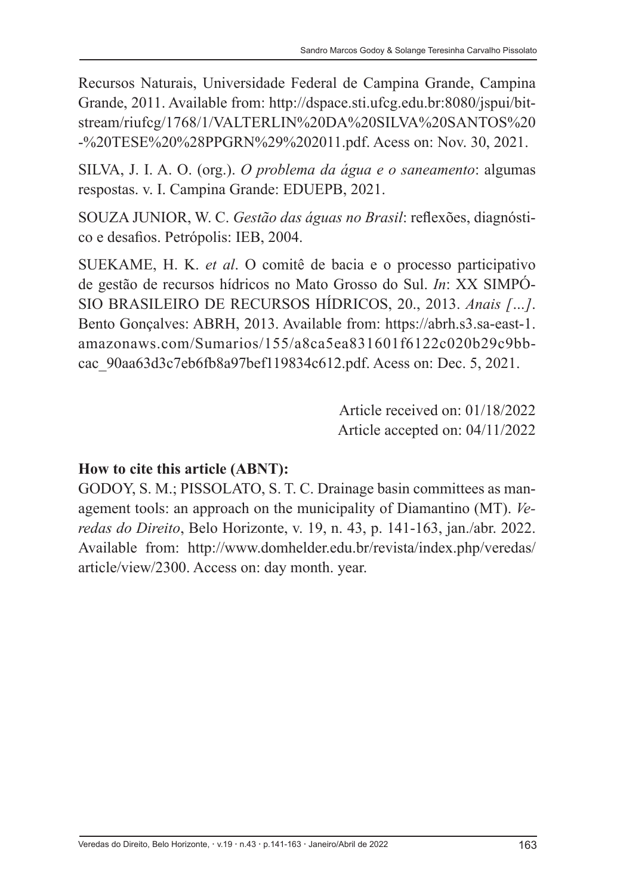Recursos Naturais, Universidade Federal de Campina Grande, Campina Grande, 2011. Available from: http://dspace.sti.ufcg.edu.br:8080/jspui/bitstream/riufcg/1768/1/VALTERLIN%20DA%20SILVA%20SANTOS%20-%20TESE%20%28PPGRN%29%202011.pdf. Acess on: Nov. 30, 2021.

SILVA, J. I. A. O. (org.). *O problema da água e o saneamento*: algumas respostas. v. I. Campina Grande: EDUEPB, 2021.

SOUZA JUNIOR, W. C. *Gestão das águas no Brasil*: reflexões, diagnóstico e desafios. Petrópolis: IEB, 2004.

SUEKAME, H. K. *et al*. O comitê de bacia e o processo participativo de gestão de recursos hídricos no Mato Grosso do Sul. *In*: XX SIMPÓSIO BRASILEIRO DE RECURSOS HÍDRICOS, 20., 2013. *Anais […]*. Bento Gonçalves: ABRH, 2013. Available from: https://abrh.s3.sa-east-1.amazonaws.com/Sumarios/155/a8ca5ea831601f6122c020b29c9bbcac_90aa63d3c7eb6fb8a97bef119834c612.pdf. Acess on: Dec. 5, 2021.

Article received on: 01/18/2022
Article accepted on: 04/11/2022

**How to cite this article (ABNT):**
GODOY, S. M.; PISSOLATO, S. T. C. Drainage basin committees as management tools: an approach on the municipality of Diamantino (MT). *Veredas do Direito*, Belo Horizonte, v. 19, n. 43, p. 141-163, jan./abr. 2022. Available from: http://www.domhelder.edu.br/revista/index.php/veredas/article/view/2300. Access on: day month. year.